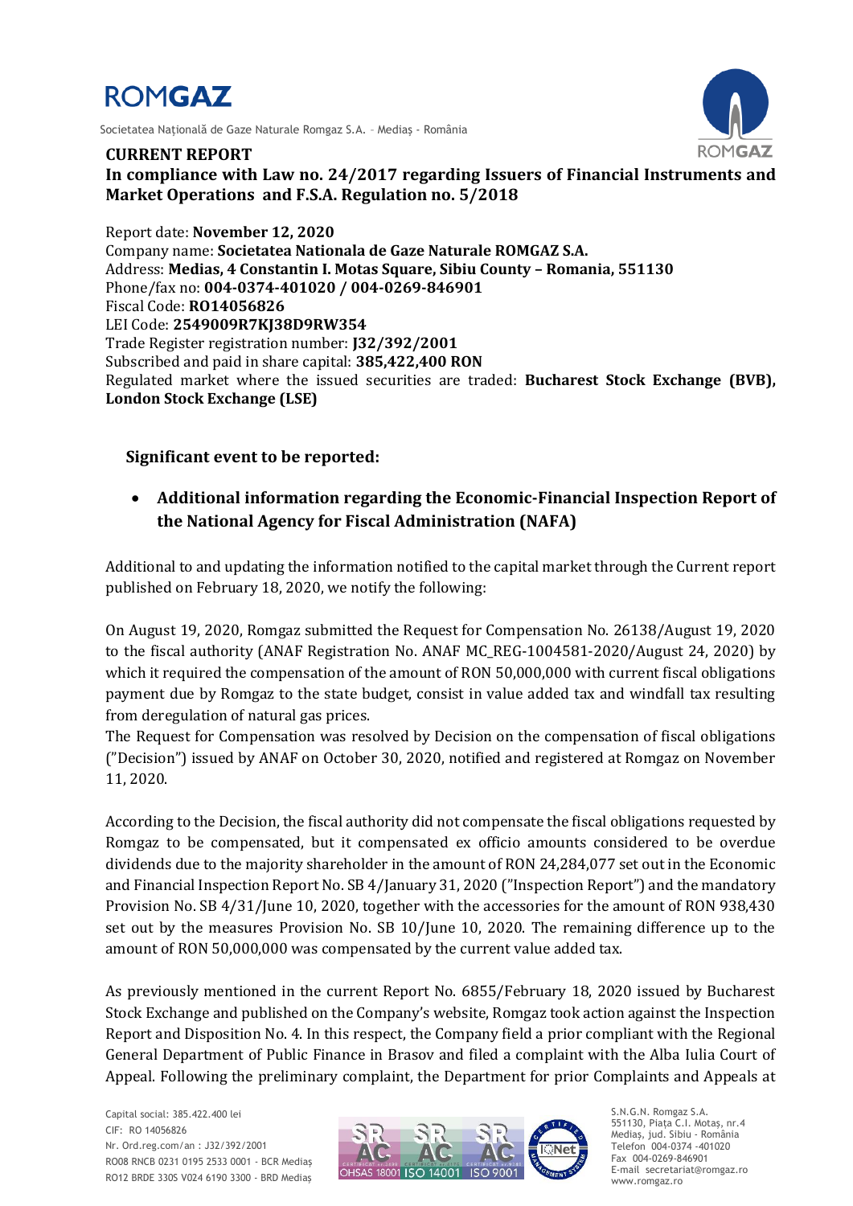# ROMGAZ

Societatea Națională de Gaze Naturale Romgaz S.A. – Mediaș - România

**CURRENT REPORT**

**In compliance with Law no. 24/2017 regarding Issuers of Financial Instruments and Market Operations and F.S.A. Regulation no. 5/2018**

Report date: **November 12, 2020**
Company name: **Societatea Nationala de Gaze Naturale ROMGAZ S.A.**
Address: **Medias, 4 Constantin I. Motas Square, Sibiu County – Romania, 551130**
Phone/fax no: **004-0374-401020 / 004-0269-846901**
Fiscal Code: **RO14056826**
LEI Code: **2549009R7KJ38D9RW354**
Trade Register registration number: **J32/392/2001**
Subscribed and paid in share capital: **385,422,400 RON**
Regulated market where the issued securities are traded: **Bucharest Stock Exchange (BVB), London Stock Exchange (LSE)**

## Significant event to be reported:

- **Additional information regarding the Economic-Financial Inspection Report of the National Agency for Fiscal Administration (NAFA)**

Additional to and updating the information notified to the capital market through the Current report published on February 18, 2020, we notify the following:

On August 19, 2020, Romgaz submitted the Request for Compensation No. 26138/August 19, 2020 to the fiscal authority (ANAF Registration No. ANAF MC_REG-1004581-2020/August 24, 2020) by which it required the compensation of the amount of RON 50,000,000 with current fiscal obligations payment due by Romgaz to the state budget, consist in value added tax and windfall tax resulting from deregulation of natural gas prices.
The Request for Compensation was resolved by Decision on the compensation of fiscal obligations ("Decision") issued by ANAF on October 30, 2020, notified and registered at Romgaz on November 11, 2020.

According to the Decision, the fiscal authority did not compensate the fiscal obligations requested by Romgaz to be compensated, but it compensated ex officio amounts considered to be overdue dividends due to the majority shareholder in the amount of RON 24,284,077 set out in the Economic and Financial Inspection Report No. SB 4/January 31, 2020 ("Inspection Report") and the mandatory Provision No. SB 4/31/June 10, 2020, together with the accessories for the amount of RON 938,430 set out by the measures Provision No. SB 10/June 10, 2020. The remaining difference up to the amount of RON 50,000,000 was compensated by the current value added tax.

As previously mentioned in the current Report No. 6855/February 18, 2020 issued by Bucharest Stock Exchange and published on the Company's website, Romgaz took action against the Inspection Report and Disposition No. 4. In this respect, the Company field a prior compliant with the Regional General Department of Public Finance in Brasov and filed a complaint with the Alba Iulia Court of Appeal. Following the preliminary complaint, the Department for prior Complaints and Appeals at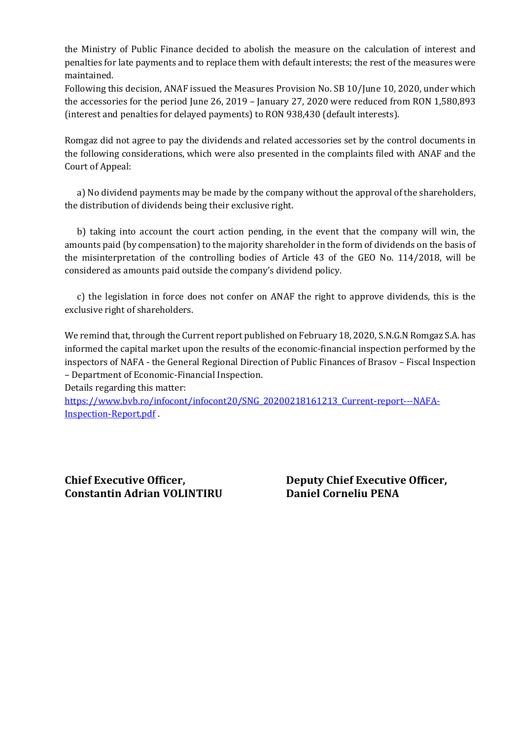the Ministry of Public Finance decided to abolish the measure on the calculation of interest and penalties for late payments and to replace them with default interests; the rest of the measures were maintained.

Following this decision, ANAF issued the Measures Provision No. SB 10/June 10, 2020, under which the accessories for the period June 26, 2019 – January 27, 2020 were reduced from RON 1,580,893 (interest and penalties for delayed payments) to RON 938,430 (default interests).

Romgaz did not agree to pay the dividends and related accessories set by the control documents in the following considerations, which were also presented in the complaints filed with ANAF and the Court of Appeal:

a) No dividend payments may be made by the company without the approval of the shareholders, the distribution of dividends being their exclusive right.

b) taking into account the court action pending, in the event that the company will win, the amounts paid (by compensation) to the majority shareholder in the form of dividends on the basis of the misinterpretation of the controlling bodies of Article 43 of the GEO No. 114/2018, will be considered as amounts paid outside the company's dividend policy.

c) the legislation in force does not confer on ANAF the right to approve dividends, this is the exclusive right of shareholders.

We remind that, through the Current report published on February 18, 2020, S.N.G.N Romgaz S.A. has informed the capital market upon the results of the economic-financial inspection performed by the inspectors of NAFA - the General Regional Direction of Public Finances of Brasov – Fiscal Inspection – Department of Economic-Financial Inspection.

Details regarding this matter:
[https://www.bvb.ro/infocont/infocont20/SNG_20200218161213_Current-report---NAFA-Inspection-Report.pdf](https://www.bvb.ro/infocont/infocont20/SNG_20200218161213_Current-report---NAFA-Inspection-Report.pdf) .

**Chief Executive Officer,**
**Constantin Adrian VOLINTIRU**

**Deputy Chief Executive Officer,**
**Daniel Corneliu PENA**